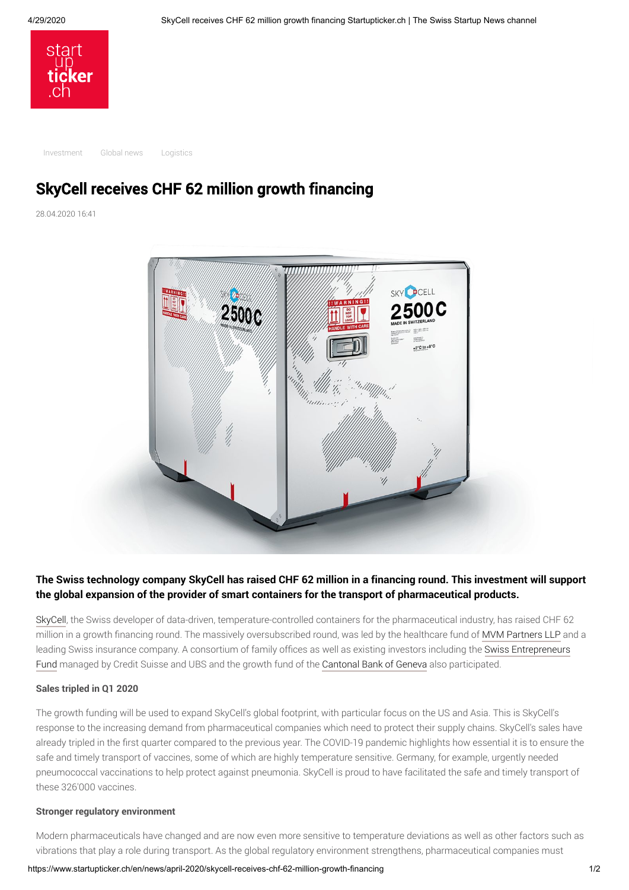Investment Global news Logistics

# SkyCell receives CHF 62 million growth financing

28.04.2020 16:41

**The Swiss technology company SkyCell has raised CHF 62 million in a financing round. This investment will support the global expansion of the provider of smart containers for the transport of pharmaceutical products.**

SkyCell, the Swiss developer of data-driven, temperature-controlled containers for the pharmaceutical industry, has raised CHF 62 million in a growth financing round. The massively oversubscribed round, was led by the healthcare fund of MVM Partners LLP and a leading Swiss insurance company. A consortium of family offices as well as existing investors including the Swiss Entrepreneurs Fund managed by Credit Suisse and UBS and the growth fund of the Cantonal Bank of Geneva also participated.

#### Sales tripled in Q1 2020

The growth funding will be used to expand SkyCell's global footprint, with particular focus on the US and Asia. This is SkyCell's response to the increasing demand from pharmaceutical companies which need to protect their supply chains. SkyCell's sales have already tripled in the first quarter compared to the previous year. The COVID-19 pandemic highlights how essential it is to ensure the safe and timely transport of vaccines, some of which are highly temperature sensitive. Germany, for example, urgently needed pneumococcal vaccinations to help protect against pneumonia. SkyCell is proud to have facilitated the safe and timely transport of these 326'000 vaccines.

#### Stronger regulatory environment

Modern pharmaceuticals have changed and are now even more sensitive to temperature deviations as well as other factors such as vibrations that play a role during transport. As the global regulatory environment strengthens, pharmaceutical companies must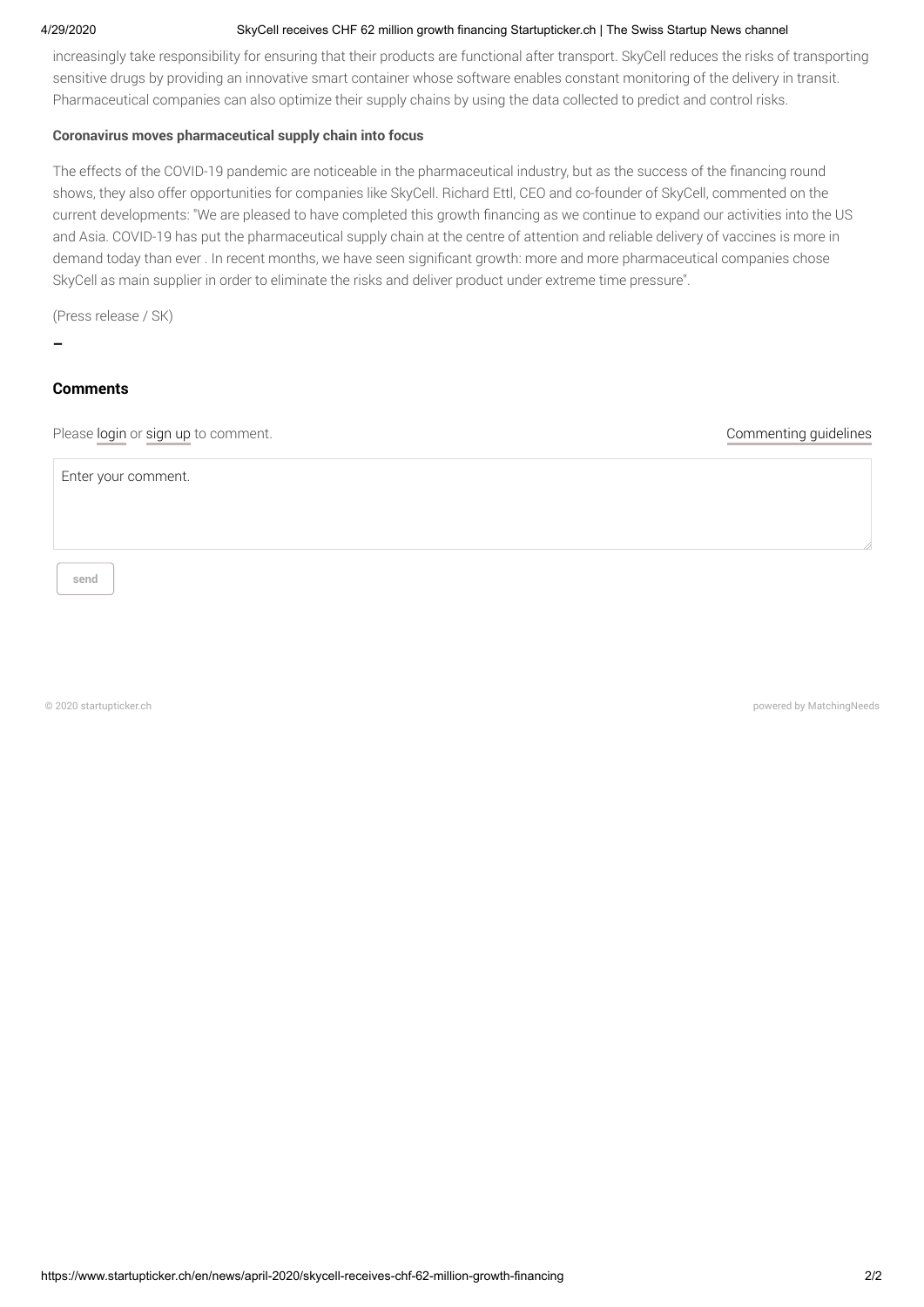increasingly take responsibility for ensuring that their products are functional after transport. SkyCell reduces the risks of transporting sensitive drugs by providing an innovative smart container whose software enables constant monitoring of the delivery in transit. Pharmaceutical companies can also optimize their supply chains by using the data collected to predict and control risks.

**Coronavirus moves pharmaceutical supply chain into focus**

The effects of the COVID-19 pandemic are noticeable in the pharmaceutical industry, but as the success of the financing round shows, they also offer opportunities for companies like SkyCell. Richard Ettl, CEO and co-founder of SkyCell, commented on the current developments: "We are pleased to have completed this growth financing as we continue to expand our activities into the US and Asia. COVID-19 has put the pharmaceutical supply chain at the centre of attention and reliable delivery of vaccines is more in demand today than ever . In recent months, we have seen significant growth: more and more pharmaceutical companies chose SkyCell as main supplier in order to eliminate the risks and deliver product under extreme time pressure".

(Press release / SK)

–

## Comments

Please login or sign up to comment. Commenting guidelines

Enter your comment.

send

© 2020 startupticker.ch powered by MatchingNeeds